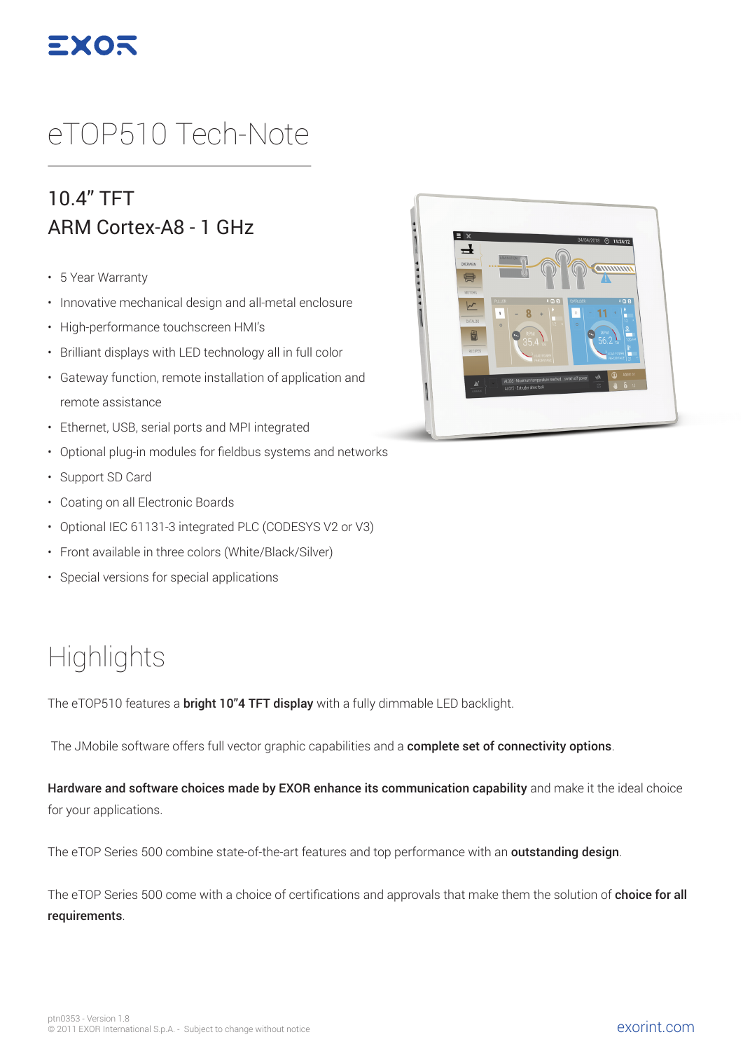# eTOP510 Tech-Note

## 10.4" TFT
## ARM Cortex-A8 - 1 GHz

- 5 Year Warranty
- Innovative mechanical design and all-metal enclosure
- High-performance touchscreen HMI's
- Brilliant displays with LED technology all in full color
- Gateway function, remote installation of application and remote assistance
- Ethernet, USB, serial ports and MPI integrated
- Optional plug-in modules for fieldbus systems and networks
- Support SD Card
- Coating on all Electronic Boards
- Optional IEC 61131-3 integrated PLC (CODESYS V2 or V3)
- Front available in three colors (White/Black/Silver)
- Special versions for special applications

# Highlights

The eTOP510 features a **bright 10"4 TFT display** with a fully dimmable LED backlight.

The JMobile software offers full vector graphic capabilities and a **complete set of connectivity options**.

**Hardware and software choices made by EXOR enhance its communication capability** and make it the ideal choice for your applications.

The eTOP Series 500 combine state-of-the-art features and top performance with an **outstanding design**.

The eTOP Series 500 come with a choice of certifications and approvals that make them the solution of **choice for all requirements**.

ptn0353 - Version 1.8
© 2011 EXOR International S.p.A. - Subject to change without notice

exorint.com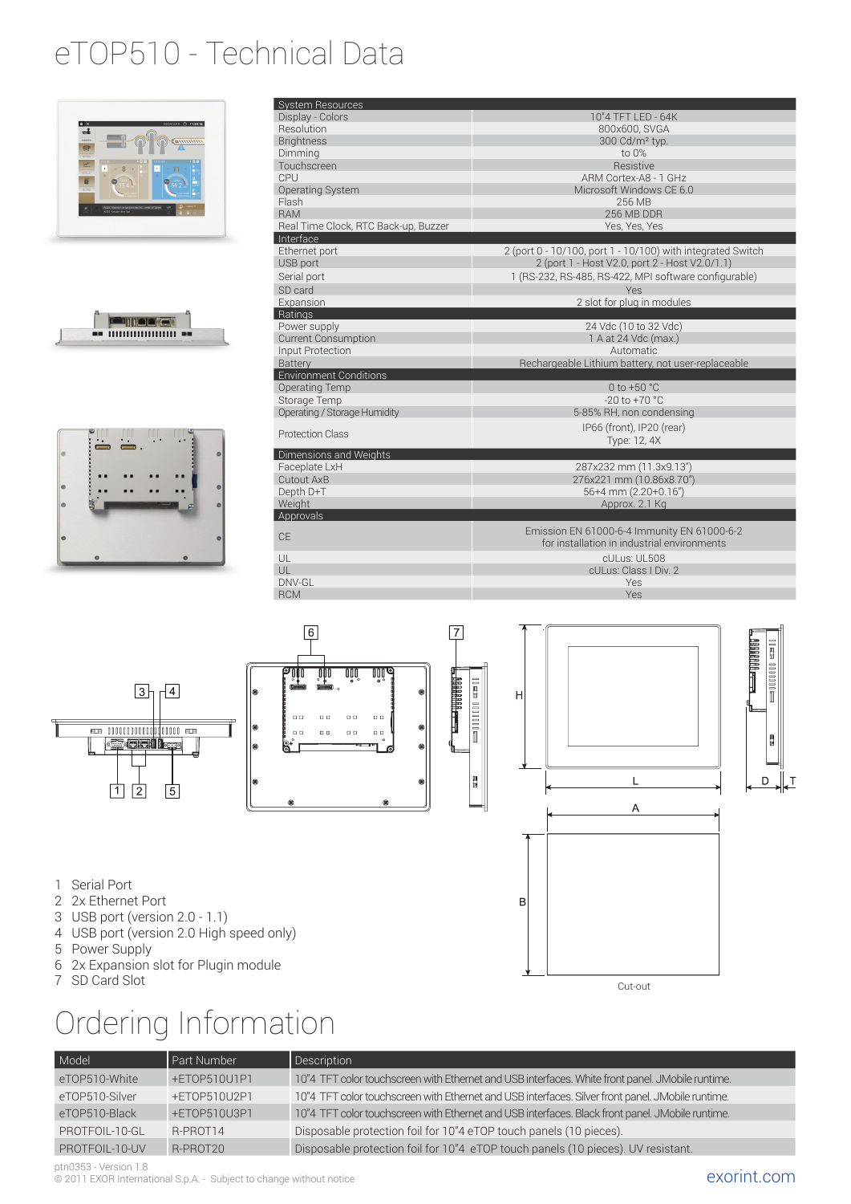# eTOP510 - Technical Data

| | |
|---|---|
| **System Resources** | |
| Display - Colors | 10"4 TFT LED - 64K |
| Resolution | 800x600, SVGA |
| Brightness | 300 Cd/m² typ. |
| Dimming | to 0% |
| Touchscreen | Resistive |
| CPU | ARM Cortex-A8 - 1 GHz |
| Operating System | Microsoft Windows CE 6.0 |
| Flash | 256 MB |
| RAM | 256 MB DDR |
| Real Time Clock, RTC Back-up, Buzzer | Yes, Yes, Yes |
| **Interface** | |
| Ethernet port | 2 (port 0 - 10/100, port 1 - 10/100) with integrated Switch |
| USB port | 2 (port 1 - Host V2.0, port 2 - Host V2.0/1.1) |
| Serial port | 1 (RS-232, RS-485, RS-422, MPI software configurable) |
| SD card | Yes |
| Expansion | 2 slot for plug in modules |
| **Ratings** | |
| Power supply | 24 Vdc (10 to 32 Vdc) |
| Current Consumption | 1 A at 24 Vdc (max.) |
| Input Protection | Automatic |
| Battery | Rechargeable Lithium battery, not user-replaceable |
| **Environment Conditions** | |
| Operating Temp | 0 to +50 °C |
| Storage Temp | -20 to +70 °C |
| Operating / Storage Humidity | 5-85% RH, non condensing |
| Protection Class | IP66 (front), IP20 (rear) Type: 12, 4X |
| **Dimensions and Weights** | |
| Faceplate LxH | 287x232 mm (11.3x9.13") |
| Cutout AxB | 276x221 mm (10.86x8.70") |
| Depth D+T | 56+4 mm (2.20+0.16") |
| Weight | Approx. 2.1 Kg |
| **Approvals** | |
| CE | Emission EN 61000-6-4 Immunity EN 61000-6-2 for installation in industrial environments |
| UL | cULus: UL508 |
| UL | cULus: Class I Div. 2 |
| DNV-GL | Yes |
| RCM | Yes |

1 Serial Port
2 2x Ethernet Port
3 USB port (version 2.0 - 1.1)
4 USB port (version 2.0 High speed only)
5 Power Supply
6 2x Expansion slot for Plugin module
7 SD Card Slot

H
L
D
T
A
B
Cut-out

# Ordering Information

| Model | Part Number | Description |
|---|---|---|
| eTOP510-White | +ETOP510U1P1 | 10"4 TFT color touchscreen with Ethernet and USB interfaces. White front panel. JMobile runtime. |
| eTOP510-Silver | +ETOP510U2P1 | 10"4 TFT color touchscreen with Ethernet and USB interfaces. Silver front panel. JMobile runtime. |
| eTOP510-Black | +ETOP510U3P1 | 10"4 TFT color touchscreen with Ethernet and USB interfaces. Black front panel. JMobile runtime. |
| PROTFOIL-10-GL | R-PROT14 | Disposable protection foil for 10"4 eTOP touch panels (10 pieces). |
| PROTFOIL-10-UV | R-PROT20 | Disposable protection foil for 10"4 eTOP touch panels (10 pieces). UV resistant. |

ptn0353 - Version 1.8
© 2011 EXOR International S.p.A. - Subject to change without notice

exorint.com